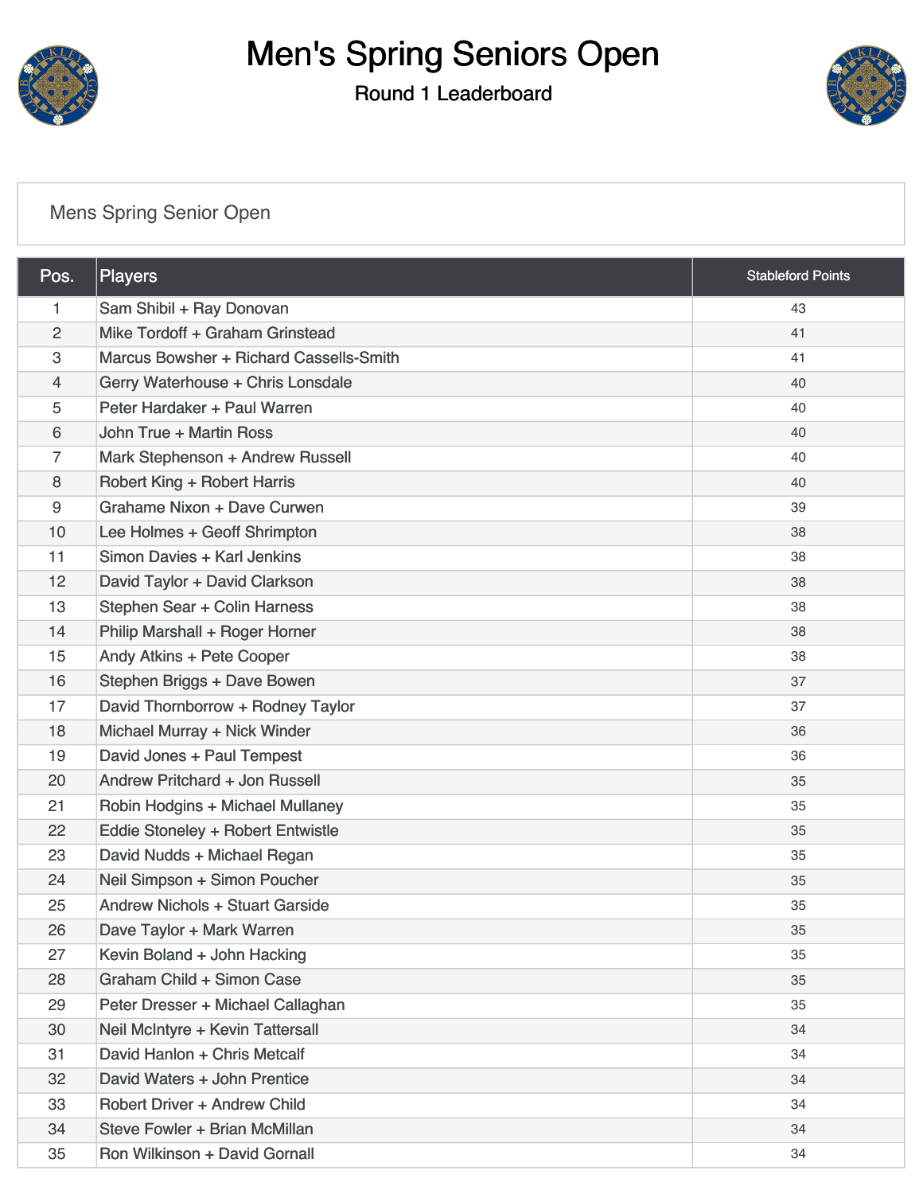# Men's Spring Seniors Open

## Round 1 Leaderboard

Mens Spring Senior Open

| Pos. | Players | Stableford Points |
|---|---|---|
| 1 | Sam Shibil + Ray Donovan | 43 |
| 2 | Mike Tordoff + Graham Grinstead | 41 |
| 3 | Marcus Bowsher + Richard Cassells-Smith | 41 |
| 4 | Gerry Waterhouse + Chris Lonsdale | 40 |
| 5 | Peter Hardaker + Paul Warren | 40 |
| 6 | John True + Martin Ross | 40 |
| 7 | Mark Stephenson + Andrew Russell | 40 |
| 8 | Robert King + Robert Harris | 40 |
| 9 | Grahame Nixon + Dave Curwen | 39 |
| 10 | Lee Holmes + Geoff Shrimpton | 38 |
| 11 | Simon Davies + Karl Jenkins | 38 |
| 12 | David Taylor + David Clarkson | 38 |
| 13 | Stephen Sear + Colin Harness | 38 |
| 14 | Philip Marshall + Roger Horner | 38 |
| 15 | Andy Atkins + Pete Cooper | 38 |
| 16 | Stephen Briggs + Dave Bowen | 37 |
| 17 | David Thornborrow + Rodney Taylor | 37 |
| 18 | Michael Murray + Nick Winder | 36 |
| 19 | David Jones + Paul Tempest | 36 |
| 20 | Andrew Pritchard + Jon Russell | 35 |
| 21 | Robin Hodgins + Michael Mullaney | 35 |
| 22 | Eddie Stoneley + Robert Entwistle | 35 |
| 23 | David Nudds + Michael Regan | 35 |
| 24 | Neil Simpson + Simon Poucher | 35 |
| 25 | Andrew Nichols + Stuart Garside | 35 |
| 26 | Dave Taylor + Mark Warren | 35 |
| 27 | Kevin Boland + John Hacking | 35 |
| 28 | Graham Child + Simon Case | 35 |
| 29 | Peter Dresser + Michael Callaghan | 35 |
| 30 | Neil McIntyre + Kevin Tattersall | 34 |
| 31 | David Hanlon + Chris Metcalf | 34 |
| 32 | David Waters + John Prentice | 34 |
| 33 | Robert Driver + Andrew Child | 34 |
| 34 | Steve Fowler + Brian McMillan | 34 |
| 35 | Ron Wilkinson + David Gornall | 34 |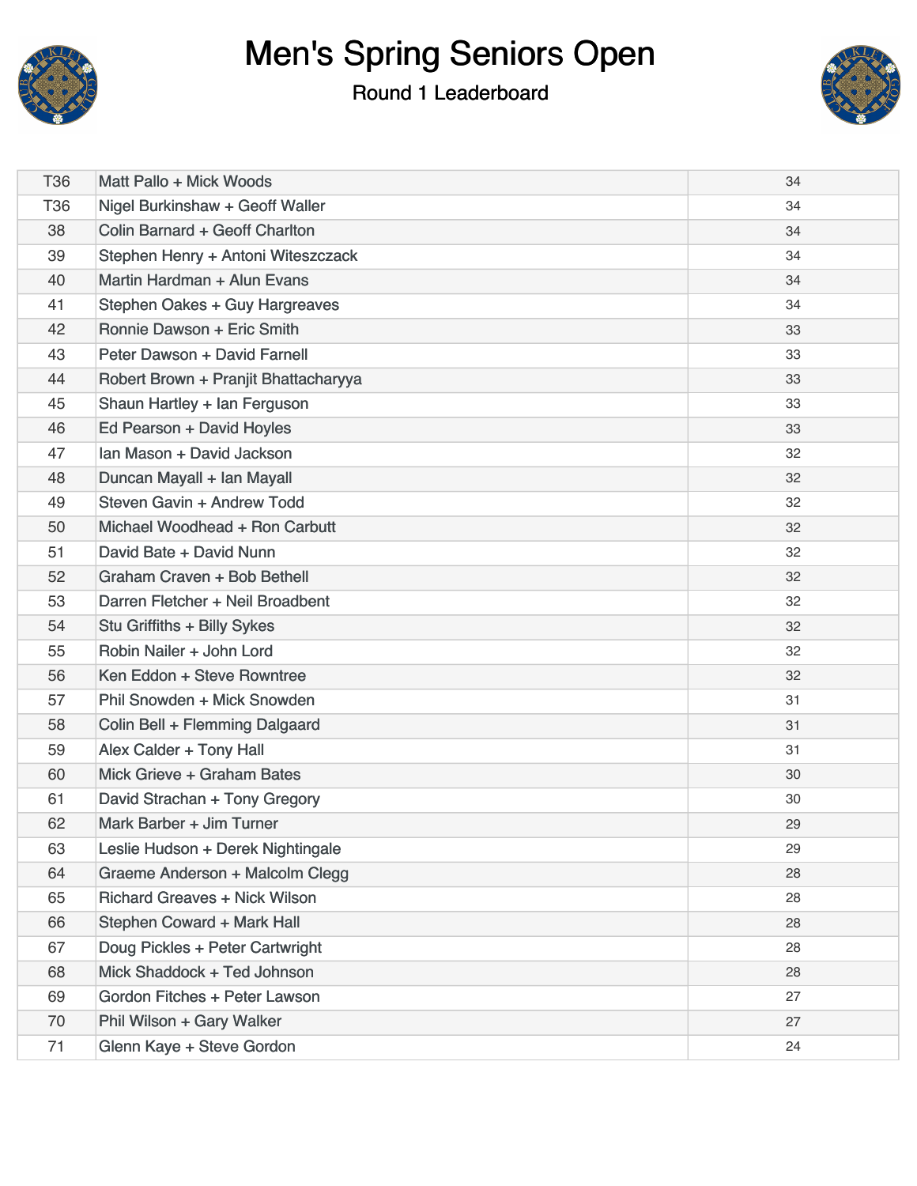# Men's Spring Seniors Open

## Round 1 Leaderboard

| | | |
|---|---|---|
| T36 | Matt Pallo + Mick Woods | 34 |
| T36 | Nigel Burkinshaw + Geoff Waller | 34 |
| 38 | Colin Barnard + Geoff Charlton | 34 |
| 39 | Stephen Henry + Antoni Witeszczack | 34 |
| 40 | Martin Hardman + Alun Evans | 34 |
| 41 | Stephen Oakes + Guy Hargreaves | 34 |
| 42 | Ronnie Dawson + Eric Smith | 33 |
| 43 | Peter Dawson + David Farnell | 33 |
| 44 | Robert Brown + Pranjit Bhattacharyya | 33 |
| 45 | Shaun Hartley + Ian Ferguson | 33 |
| 46 | Ed Pearson + David Hoyles | 33 |
| 47 | Ian Mason + David Jackson | 32 |
| 48 | Duncan Mayall + Ian Mayall | 32 |
| 49 | Steven Gavin + Andrew Todd | 32 |
| 50 | Michael Woodhead + Ron Carbutt | 32 |
| 51 | David Bate + David Nunn | 32 |
| 52 | Graham Craven + Bob Bethell | 32 |
| 53 | Darren Fletcher + Neil Broadbent | 32 |
| 54 | Stu Griffiths + Billy Sykes | 32 |
| 55 | Robin Nailer + John Lord | 32 |
| 56 | Ken Eddon + Steve Rowntree | 32 |
| 57 | Phil Snowden + Mick Snowden | 31 |
| 58 | Colin Bell + Flemming Dalgaard | 31 |
| 59 | Alex Calder + Tony Hall | 31 |
| 60 | Mick Grieve + Graham Bates | 30 |
| 61 | David Strachan + Tony Gregory | 30 |
| 62 | Mark Barber + Jim Turner | 29 |
| 63 | Leslie Hudson + Derek Nightingale | 29 |
| 64 | Graeme Anderson + Malcolm Clegg | 28 |
| 65 | Richard Greaves + Nick Wilson | 28 |
| 66 | Stephen Coward + Mark Hall | 28 |
| 67 | Doug Pickles + Peter Cartwright | 28 |
| 68 | Mick Shaddock + Ted Johnson | 28 |
| 69 | Gordon Fitches + Peter Lawson | 27 |
| 70 | Phil Wilson + Gary Walker | 27 |
| 71 | Glenn Kaye + Steve Gordon | 24 |